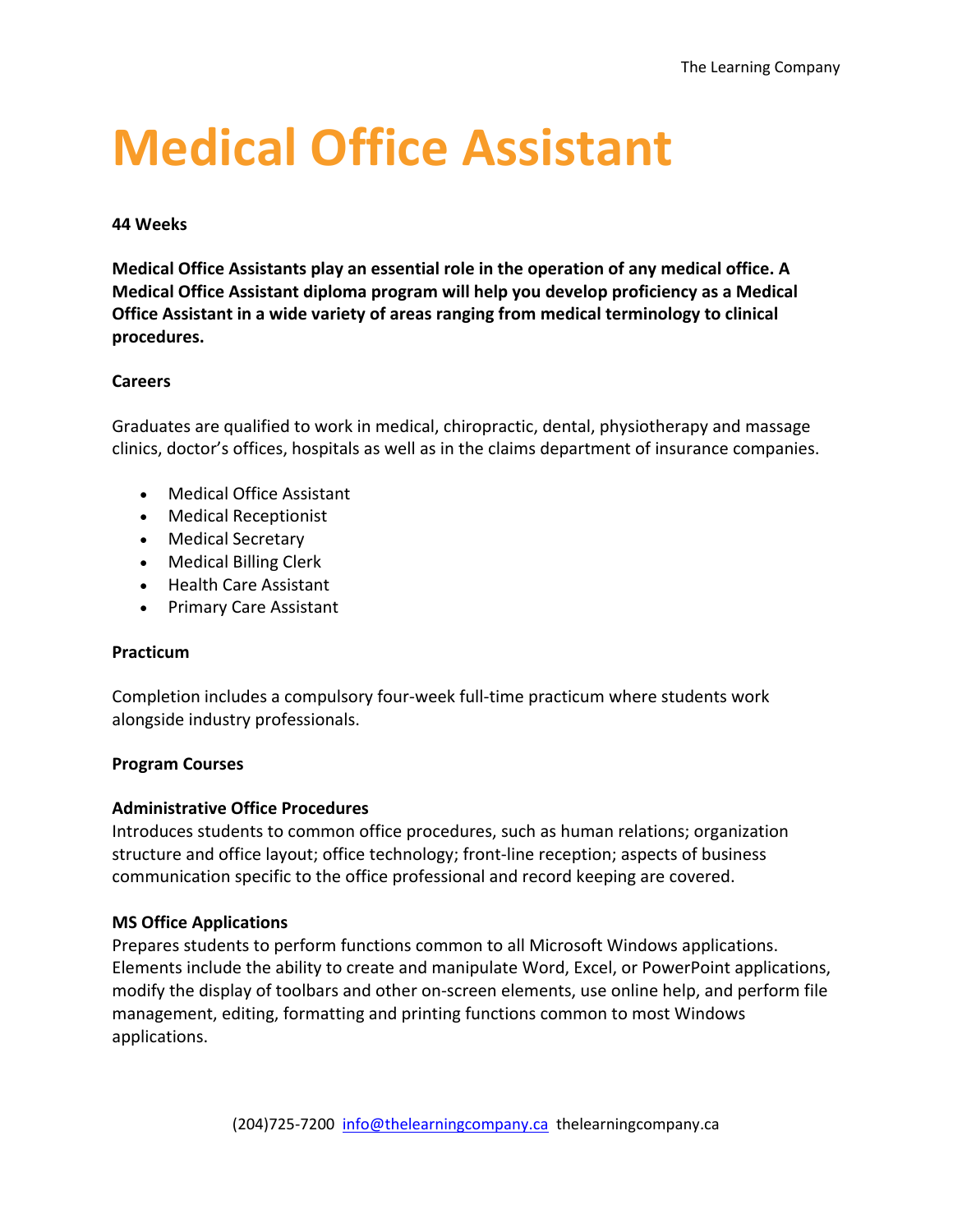# Medical Office Assistant

**44 Weeks**

**Medical Office Assistants play an essential role in the operation of any medical office. A Medical Office Assistant diploma program will help you develop proficiency as a Medical Office Assistant in a wide variety of areas ranging from medical terminology to clinical procedures.**

**Careers**

Graduates are qualified to work in medical, chiropractic, dental, physiotherapy and massage clinics, doctor's offices, hospitals as well as in the claims department of insurance companies.

- Medical Office Assistant
- Medical Receptionist
- Medical Secretary
- Medical Billing Clerk
- Health Care Assistant
- Primary Care Assistant

**Practicum**

Completion includes a compulsory four-week full-time practicum where students work alongside industry professionals.

**Program Courses**

**Administrative Office Procedures**
Introduces students to common office procedures, such as human relations; organization structure and office layout; office technology; front-line reception; aspects of business communication specific to the office professional and record keeping are covered.

**MS Office Applications**
Prepares students to perform functions common to all Microsoft Windows applications. Elements include the ability to create and manipulate Word, Excel, or PowerPoint applications, modify the display of toolbars and other on-screen elements, use online help, and perform file management, editing, formatting and printing functions common to most Windows applications.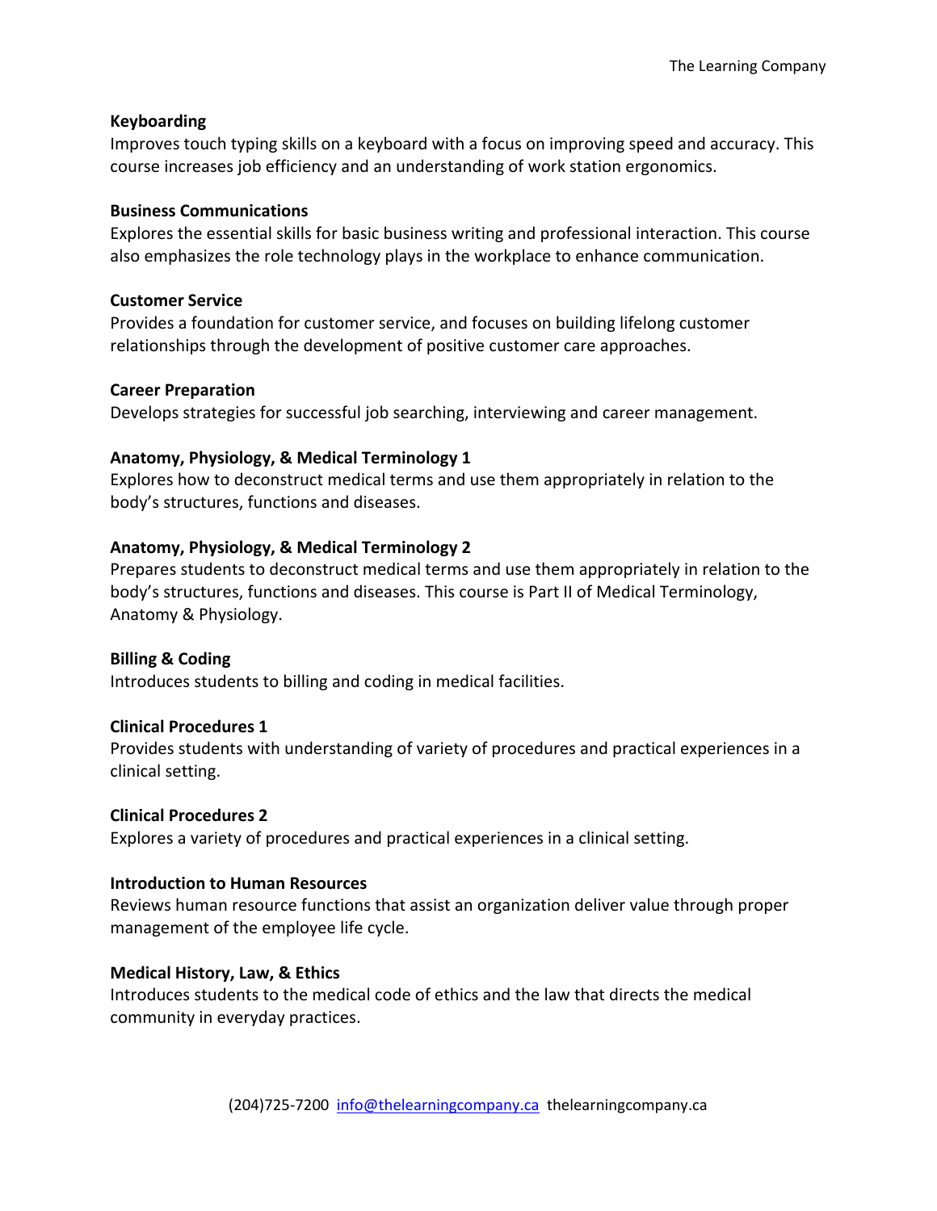**Keyboarding**
Improves touch typing skills on a keyboard with a focus on improving speed and accuracy. This course increases job efficiency and an understanding of work station ergonomics.

**Business Communications**
Explores the essential skills for basic business writing and professional interaction. This course also emphasizes the role technology plays in the workplace to enhance communication.

**Customer Service**
Provides a foundation for customer service, and focuses on building lifelong customer relationships through the development of positive customer care approaches.

**Career Preparation**
Develops strategies for successful job searching, interviewing and career management.

**Anatomy, Physiology, & Medical Terminology 1**
Explores how to deconstruct medical terms and use them appropriately in relation to the body's structures, functions and diseases.

**Anatomy, Physiology, & Medical Terminology 2**
Prepares students to deconstruct medical terms and use them appropriately in relation to the body's structures, functions and diseases. This course is Part II of Medical Terminology, Anatomy & Physiology.

**Billing & Coding**
Introduces students to billing and coding in medical facilities.

**Clinical Procedures 1**
Provides students with understanding of variety of procedures and practical experiences in a clinical setting.

**Clinical Procedures 2**
Explores a variety of procedures and practical experiences in a clinical setting.

**Introduction to Human Resources**
Reviews human resource functions that assist an organization deliver value through proper management of the employee life cycle.

**Medical History, Law, & Ethics**
Introduces students to the medical code of ethics and the law that directs the medical community in everyday practices.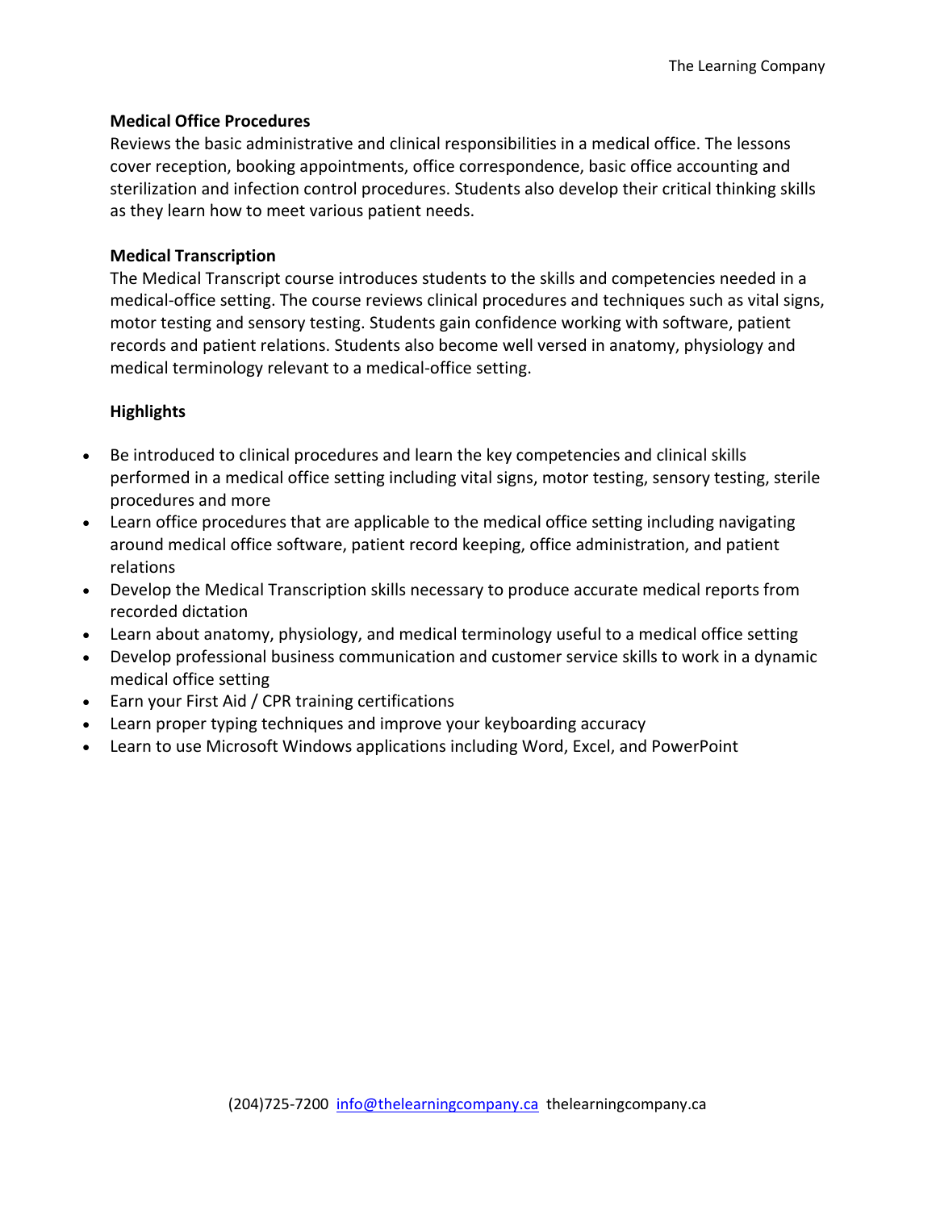**Medical Office Procedures**

Reviews the basic administrative and clinical responsibilities in a medical office. The lessons cover reception, booking appointments, office correspondence, basic office accounting and sterilization and infection control procedures. Students also develop their critical thinking skills as they learn how to meet various patient needs.

**Medical Transcription**

The Medical Transcript course introduces students to the skills and competencies needed in a medical-office setting. The course reviews clinical procedures and techniques such as vital signs, motor testing and sensory testing. Students gain confidence working with software, patient records and patient relations. Students also become well versed in anatomy, physiology and medical terminology relevant to a medical-office setting.

**Highlights**

- Be introduced to clinical procedures and learn the key competencies and clinical skills performed in a medical office setting including vital signs, motor testing, sensory testing, sterile procedures and more
- Learn office procedures that are applicable to the medical office setting including navigating around medical office software, patient record keeping, office administration, and patient relations
- Develop the Medical Transcription skills necessary to produce accurate medical reports from recorded dictation
- Learn about anatomy, physiology, and medical terminology useful to a medical office setting
- Develop professional business communication and customer service skills to work in a dynamic medical office setting
- Earn your First Aid / CPR training certifications
- Learn proper typing techniques and improve your keyboarding accuracy
- Learn to use Microsoft Windows applications including Word, Excel, and PowerPoint